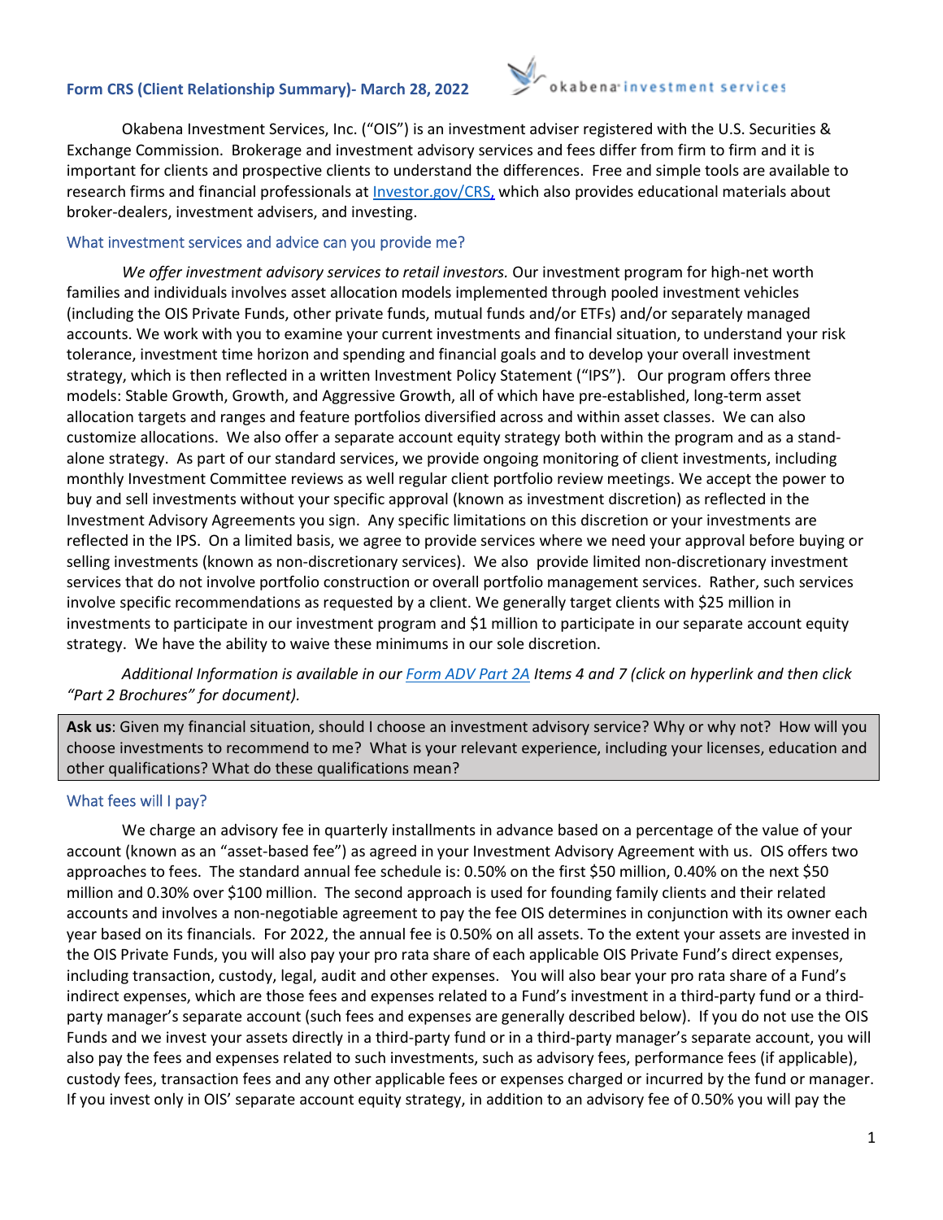## Form CRS (Client Relationship Summary)- March 28, 2022

okabena investment services

Okabena Investment Services, Inc. ("OIS") is an investment adviser registered with the U.S. Securities & Exchange Commission. Brokerage and investment advisory services and fees differ from firm to firm and it is important for clients and prospective clients to understand the differences. Free and simple tools are available to research firms and financial professionals at [Investor.gov/CRS,](Investor.gov/CRS) which also provides educational materials about broker-dealers, investment advisers, and investing.

### What investment services and advice can you provide me?

*We offer investment advisory services to retail investors.* Our investment program for high-net worth families and individuals involves asset allocation models implemented through pooled investment vehicles (including the OIS Private Funds, other private funds, mutual funds and/or ETFs) and/or separately managed accounts. We work with you to examine your current investments and financial situation, to understand your risk tolerance, investment time horizon and spending and financial goals and to develop your overall investment strategy, which is then reflected in a written Investment Policy Statement ("IPS"). Our program offers three models: Stable Growth, Growth, and Aggressive Growth, all of which have pre-established, long-term asset allocation targets and ranges and feature portfolios diversified across and within asset classes. We can also customize allocations. We also offer a separate account equity strategy both within the program and as a stand-alone strategy. As part of our standard services, we provide ongoing monitoring of client investments, including monthly Investment Committee reviews as well regular client portfolio review meetings. We accept the power to buy and sell investments without your specific approval (known as investment discretion) as reflected in the Investment Advisory Agreements you sign. Any specific limitations on this discretion or your investments are reflected in the IPS. On a limited basis, we agree to provide services where we need your approval before buying or selling investments (known as non-discretionary services). We also provide limited non-discretionary investment services that do not involve portfolio construction or overall portfolio management services. Rather, such services involve specific recommendations as requested by a client. We generally target clients with $25 million in investments to participate in our investment program and $1 million to participate in our separate account equity strategy. We have the ability to waive these minimums in our sole discretion.

*Additional Information is available in our* Form ADV Part 2A *Items 4 and 7 (click on hyperlink and then click "Part 2 Brochures" for document).*

> **Ask us**: Given my financial situation, should I choose an investment advisory service? Why or why not? How will you choose investments to recommend to me? What is your relevant experience, including your licenses, education and other qualifications? What do these qualifications mean?

### What fees will I pay?

We charge an advisory fee in quarterly installments in advance based on a percentage of the value of your account (known as an "asset-based fee") as agreed in your Investment Advisory Agreement with us. OIS offers two approaches to fees. The standard annual fee schedule is: 0.50% on the first $50 million, 0.40% on the next $50 million and 0.30% over $100 million. The second approach is used for founding family clients and their related accounts and involves a non-negotiable agreement to pay the fee OIS determines in conjunction with its owner each year based on its financials. For 2022, the annual fee is 0.50% on all assets. To the extent your assets are invested in the OIS Private Funds, you will also pay your pro rata share of each applicable OIS Private Fund's direct expenses, including transaction, custody, legal, audit and other expenses. You will also bear your pro rata share of a Fund's indirect expenses, which are those fees and expenses related to a Fund's investment in a third-party fund or a third-party manager's separate account (such fees and expenses are generally described below). If you do not use the OIS Funds and we invest your assets directly in a third-party fund or in a third-party manager's separate account, you will also pay the fees and expenses related to such investments, such as advisory fees, performance fees (if applicable), custody fees, transaction fees and any other applicable fees or expenses charged or incurred by the fund or manager. If you invest only in OIS' separate account equity strategy, in addition to an advisory fee of 0.50% you will pay the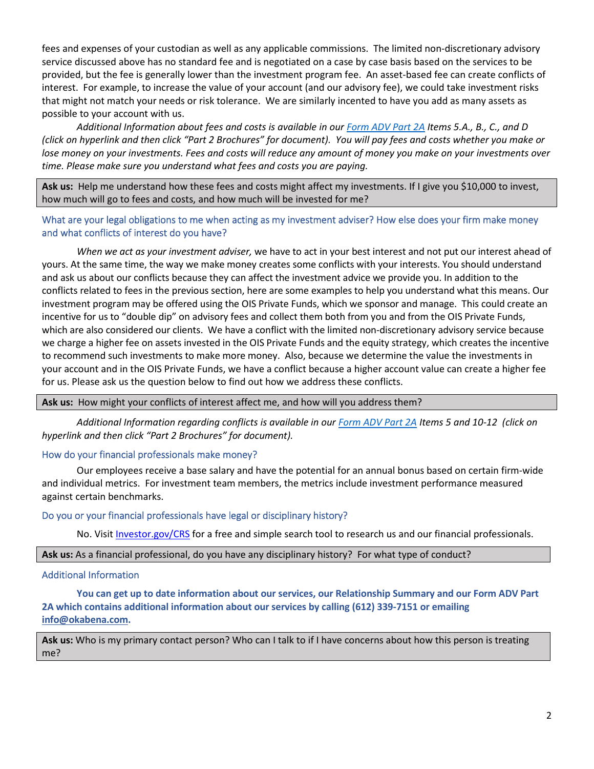fees and expenses of your custodian as well as any applicable commissions. The limited non-discretionary advisory service discussed above has no standard fee and is negotiated on a case by case basis based on the services to be provided, but the fee is generally lower than the investment program fee. An asset-based fee can create conflicts of interest. For example, to increase the value of your account (and our advisory fee), we could take investment risks that might not match your needs or risk tolerance. We are similarly incented to have you add as many assets as possible to your account with us.

*Additional Information about fees and costs is available in our [Form ADV Part 2A](#) Items 5.A., B., C., and D (click on hyperlink and then click "Part 2 Brochures" for document). You will pay fees and costs whether you make or lose money on your investments. Fees and costs will reduce any amount of money you make on your investments over time. Please make sure you understand what fees and costs you are paying.*

> **Ask us:** Help me understand how these fees and costs might affect my investments. If I give you $10,000 to invest, how much will go to fees and costs, and how much will be invested for me?

## What are your legal obligations to me when acting as my investment adviser? How else does your firm make money and what conflicts of interest do you have?

*When we act as your investment adviser,* we have to act in your best interest and not put our interest ahead of yours. At the same time, the way we make money creates some conflicts with your interests. You should understand and ask us about our conflicts because they can affect the investment advice we provide you. In addition to the conflicts related to fees in the previous section, here are some examples to help you understand what this means. Our investment program may be offered using the OIS Private Funds, which we sponsor and manage. This could create an incentive for us to "double dip" on advisory fees and collect them both from you and from the OIS Private Funds, which are also considered our clients. We have a conflict with the limited non-discretionary advisory service because we charge a higher fee on assets invested in the OIS Private Funds and the equity strategy, which creates the incentive to recommend such investments to make more money. Also, because we determine the value the investments in your account and in the OIS Private Funds, we have a conflict because a higher account value can create a higher fee for us. Please ask us the question below to find out how we address these conflicts.

> **Ask us:** How might your conflicts of interest affect me, and how will you address them?

*Additional Information regarding conflicts is available in our [Form ADV Part 2A](#) Items 5 and 10-12 (click on hyperlink and then click "Part 2 Brochures" for document).*

## How do your financial professionals make money?

Our employees receive a base salary and have the potential for an annual bonus based on certain firm-wide and individual metrics. For investment team members, the metrics include investment performance measured against certain benchmarks.

## Do you or your financial professionals have legal or disciplinary history?

No. Visit [Investor.gov/CRS](#) for a free and simple search tool to research us and our financial professionals.

> **Ask us:** As a financial professional, do you have any disciplinary history? For what type of conduct?

## Additional Information

**You can get up to date information about our services, our Relationship Summary and our Form ADV Part 2A which contains additional information about our services by calling (612) 339-7151 or emailing [info@okabena.com](mailto:info@okabena.com).**

> **Ask us:** Who is my primary contact person? Who can I talk to if I have concerns about how this person is treating me?